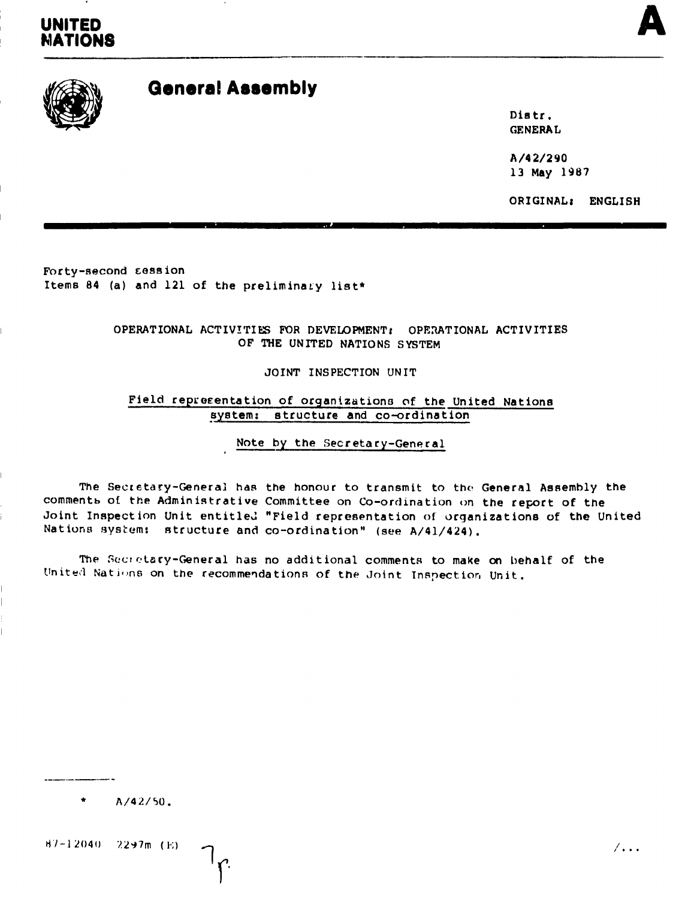UNITED NATIONS

A

# General Assembly

Distr.
GENERAL

A/42/290
13 May 1987

ORIGINAL: ENGLISH

Forty-second session
Items 84 (a) and 121 of the preliminary list*

OPERATIONAL ACTIVITIES FOR DEVELOPMENT: OPERATIONAL ACTIVITIES OF THE UNITED NATIONS SYSTEM

JOINT INSPECTION UNIT

## Field representation of organizations of the United Nations system: structure and co-ordination

### Note by the Secretary-General

The Secretary-General has the honour to transmit to the General Assembly the comments of the Administrative Committee on Co-ordination on the report of the Joint Inspection Unit entitled "Field representation of organizations of the United Nations system: structure and co-ordination" (see A/41/424).

The Secretary-General has no additional comments to make on behalf of the United Nations on the recommendations of the Joint Inspection Unit.

---

\* A/42/50.

87-12040 2297m (E)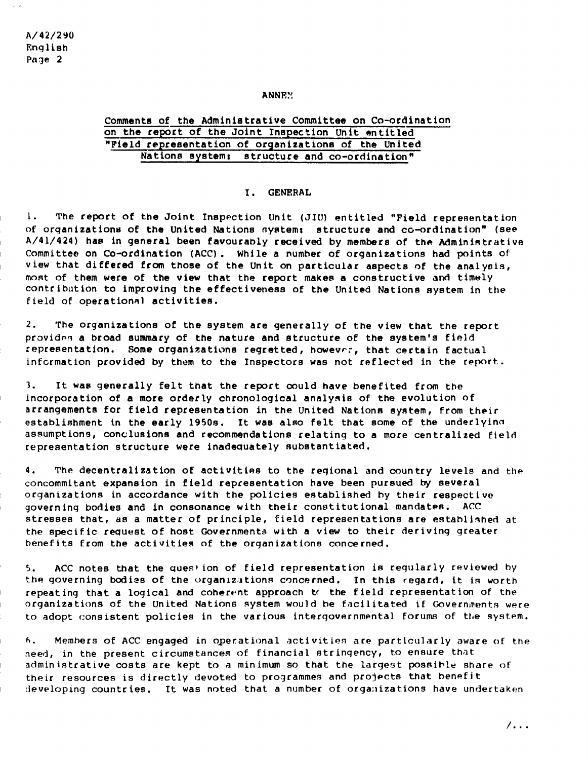## ANNEX

### Comments of the Administrative Committee on Co-ordination on the report of the Joint Inspection Unit entitled "Field representation of organizations of the United Nations system: structure and co-ordination"

### I. GENERAL

1. The report of the Joint Inspection Unit (JIU) entitled "Field representation of organizations of the United Nations system: structure and co-ordination" (see A/41/424) has in general been favourably received by members of the Administrative Committee on Co-ordination (ACC). While a number of organizations had points of view that differed from those of the Unit on particular aspects of the analysis, most of them were of the view that the report makes a constructive and timely contribution to improving the effectiveness of the United Nations system in the field of operational activities.

2. The organizations of the system are generally of the view that the report provides a broad summary of the nature and structure of the system's field representation. Some organizations regretted, however, that certain factual information provided by them to the Inspectors was not reflected in the report.

3. It was generally felt that the report could have benefited from the incorporation of a more orderly chronological analysis of the evolution of arrangements for field representation in the United Nations system, from their establishment in the early 1950s. It was also felt that some of the underlying assumptions, conclusions and recommendations relating to a more centralized field representation structure were inadequately substantiated.

4. The decentralization of activities to the regional and country levels and the concommitant expansion in field representation have been pursued by several organizations in accordance with the policies established by their respective governing bodies and in consonance with their constitutional mandates. ACC stresses that, as a matter of principle, field representations are established at the specific request of host Governments with a view to their deriving greater benefits from the activities of the organizations concerned.

5. ACC notes that the question of field representation is regularly reviewed by the governing bodies of the organizations concerned. In this regard, it is worth repeating that a logical and coherent approach to the field representation of the organizations of the United Nations system would be facilitated if Governments were to adopt consistent policies in the various intergovernmental forums of the system.

6. Members of ACC engaged in operational activities are particularly aware of the need, in the present circumstances of financial stringency, to ensure that administrative costs are kept to a minimum so that the largest possible share of their resources is directly devoted to programmes and projects that benefit developing countries. It was noted that a number of organizations have undertaken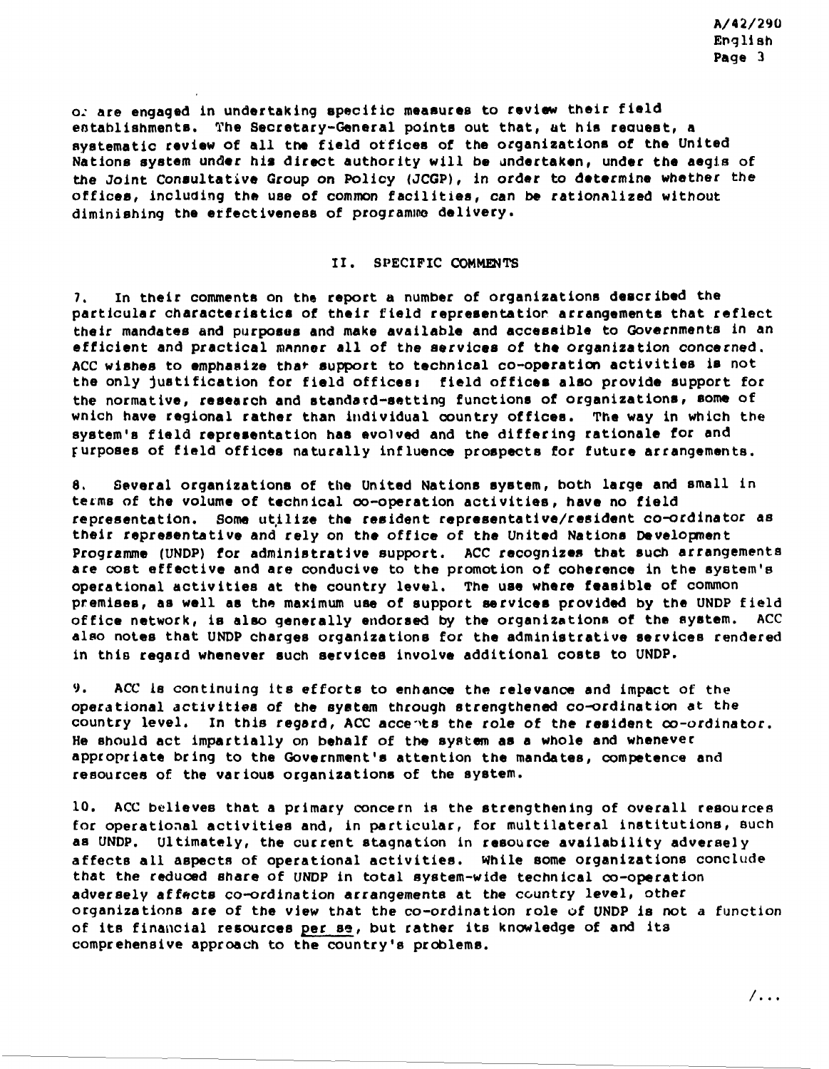or are engaged in undertaking specific measures to review their field establishments. The Secretary-General points out that, at his request, a systematic review of all the field offices of the organizations of the United Nations system under his direct authority will be undertaken, under the aegis of the Joint Consultative Group on Policy (JCGP), in order to determine whether the offices, including the use of common facilities, can be rationalized without diminishing the effectiveness of programme delivery.

## II. SPECIFIC COMMENTS

7. In their comments on the report a number of organizations described the particular characteristics of their field representation arrangements that reflect their mandates and purposes and make available and accessible to Governments in an efficient and practical manner all of the services of the organization concerned. ACC wishes to emphasize that support to technical co-operation activities is not the only justification for field offices; field offices also provide support for the normative, research and standard-setting functions of organizations, some of which have regional rather than individual country offices. The way in which the system's field representation has evolved and the differing rationale for and purposes of field offices naturally influence prospects for future arrangements.

8. Several organizations of the United Nations system, both large and small in terms of the volume of technical co-operation activities, have no field representation. Some utilize the resident representative/resident co-ordinator as their representative and rely on the office of the United Nations Development Programme (UNDP) for administrative support. ACC recognizes that such arrangements are cost effective and are conducive to the promotion of coherence in the system's operational activities at the country level. The use where feasible of common premises, as well as the maximum use of support services provided by the UNDP field office network, is also generally endorsed by the organizations of the system. ACC also notes that UNDP charges organizations for the administrative services rendered in this regard whenever such services involve additional costs to UNDP.

9. ACC is continuing its efforts to enhance the relevance and impact of the operational activities of the system through strengthened co-ordination at the country level. In this regard, ACC accepts the role of the resident co-ordinator. He should act impartially on behalf of the system as a whole and whenever appropriate bring to the Government's attention the mandates, competence and resources of the various organizations of the system.

10. ACC believes that a primary concern is the strengthening of overall resources for operational activities and, in particular, for multilateral institutions, such as UNDP. Ultimately, the current stagnation in resource availability adversely affects all aspects of operational activities. While some organizations conclude that the reduced share of UNDP in total system-wide technical co-operation adversely affects co-ordination arrangements at the country level, other organizations are of the view that the co-ordination role of UNDP is not a function of its financial resources *per se*, but rather its knowledge of and its comprehensive approach to the country's problems.

/...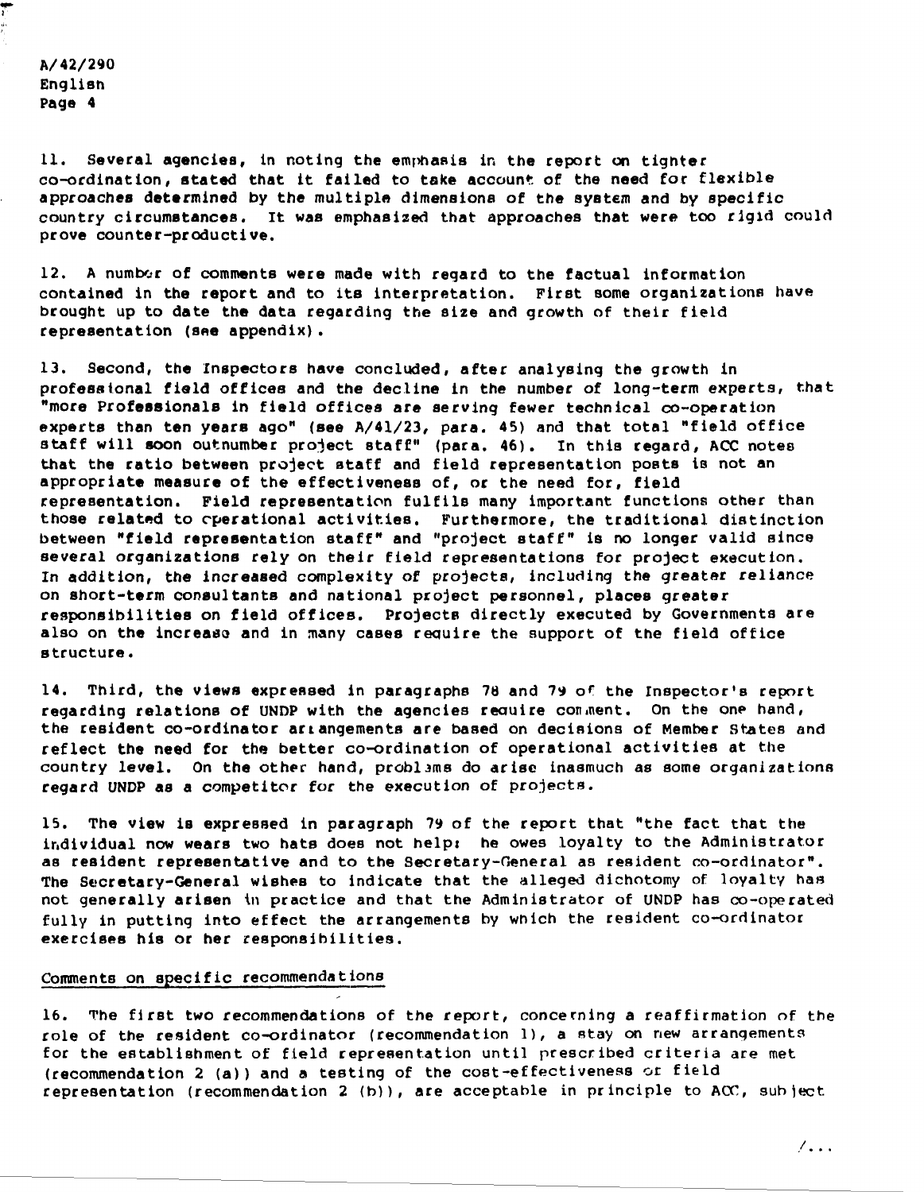11. Several agencies, in noting the emphasis in the report on tighter co-ordination, stated that it failed to take account of the need for flexible approaches determined by the multiple dimensions of the system and by specific country circumstances. It was emphasized that approaches that were too rigid could prove counter-productive.

12. A number of comments were made with regard to the factual information contained in the report and to its interpretation. First some organizations have brought up to date the data regarding the size and growth of their field representation (see appendix).

13. Second, the Inspectors have concluded, after analysing the growth in professional field offices and the decline in the number of long-term experts, that "more Professionals in field offices are serving fewer technical co-operation experts than ten years ago" (see A/41/23, para. 45) and that total "field office staff will soon outnumber project staff" (para. 46). In this regard, ACC notes that the ratio between project staff and field representation posts is not an appropriate measure of the effectiveness of, or the need for, field representation. Field representation fulfils many important functions other than those related to operational activities. Furthermore, the traditional distinction between "field representation staff" and "project staff" is no longer valid since several organizations rely on their field representations for project execution. In addition, the increased complexity of projects, including the greater reliance on short-term consultants and national project personnel, places greater responsibilities on field offices. Projects directly executed by Governments are also on the increase and in many cases require the support of the field office structure.

14. Third, the views expressed in paragraphs 78 and 79 of the Inspector's report regarding relations of UNDP with the agencies require comment. On the one hand, the resident co-ordinator arrangements are based on decisions of Member States and reflect the need for the better co-ordination of operational activities at the country level. On the other hand, problems do arise inasmuch as some organizations regard UNDP as a competitor for the execution of projects.

15. The view is expressed in paragraph 79 of the report that "the fact that the individual now wears two hats does not help: he owes loyalty to the Administrator as resident representative and to the Secretary-General as resident co-ordinator". The Secretary-General wishes to indicate that the alleged dichotomy of loyalty has not generally arisen in practice and that the Administrator of UNDP has co-operated fully in putting into effect the arrangements by which the resident co-ordinator exercises his or her responsibilities.

## Comments on specific recommendations

16. The first two recommendations of the report, concerning a reaffirmation of the role of the resident co-ordinator (recommendation 1), a stay on new arrangements for the establishment of field representation until prescribed criteria are met (recommendation 2 (a)) and a testing of the cost-effectiveness of field representation (recommendation 2 (b)), are acceptable in principle to ACC, subject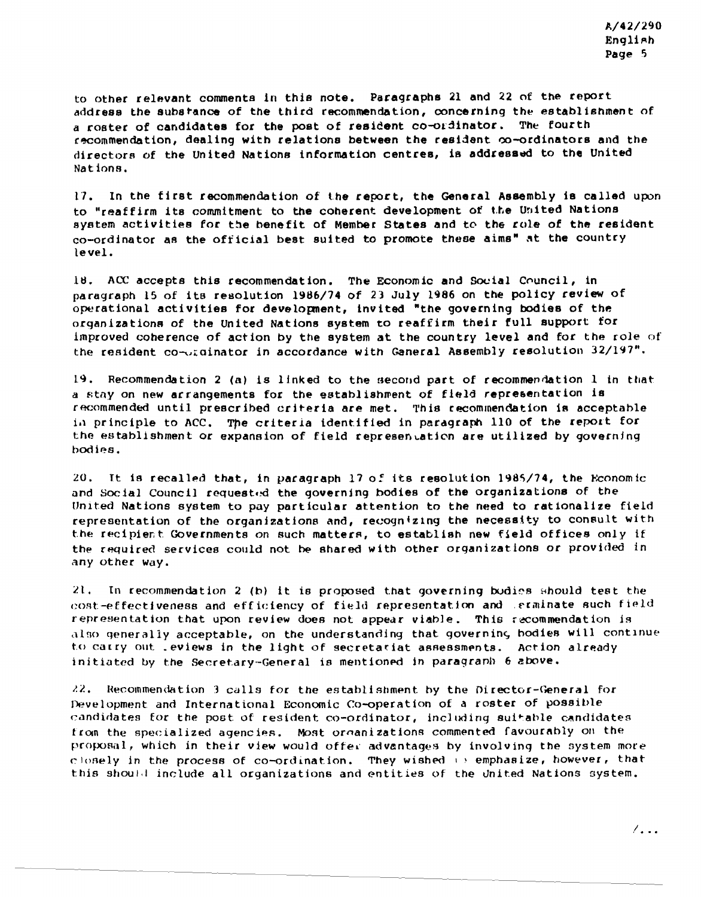to other relevant comments in this note. Paragraphs 21 and 22 of the report address the substance of the third recommendation, concerning the establishment of a roster of candidates for the post of resident co-ordinator. The fourth recommendation, dealing with relations between the resident co-ordinators and the directors of the United Nations information centres, is addressed to the United Nations.

17. In the first recommendation of the report, the General Assembly is called upon to "reaffirm its commitment to the coherent development of the United Nations system activities for the benefit of Member States and to the role of the resident co-ordinator as the official best suited to promote these aims" at the country level.

18. ACC accepts this recommendation. The Economic and Social Council, in paragraph 15 of its resolution 1986/74 of 23 July 1986 on the policy review of operational activities for development, invited "the governing bodies of the organizations of the United Nations system to reaffirm their full support for improved coherence of action by the system at the country level and for the role of the resident co-ordinator in accordance with General Assembly resolution 32/197".

19. Recommendation 2 (a) is linked to the second part of recommendation 1 in that a stay on new arrangements for the establishment of field representation is recommended until prescribed criteria are met. This recommendation is acceptable in principle to ACC. The criteria identified in paragraph 110 of the report for the establishment or expansion of field representation are utilized by governing bodies.

20. It is recalled that, in paragraph 17 of its resolution 1985/74, the Economic and Social Council requested the governing bodies of the organizations of the United Nations system to pay particular attention to the need to rationalize field representation of the organizations and, recognizing the necessity to consult with the recipient Governments on such matters, to establish new field offices only if the required services could not be shared with other organizations or provided in any other way.

21. In recommendation 2 (b) it is proposed that governing bodies should test the cost-effectiveness and efficiency of field representation and terminate such field representation that upon review does not appear viable. This recommendation is also generally acceptable, on the understanding that governing bodies will continue to carry out reviews in the light of secretariat assessments. Action already initiated by the Secretary-General is mentioned in paragraph 6 above.

22. Recommendation 3 calls for the establishment by the Director-General for Development and International Economic Co-operation of a roster of possible candidates for the post of resident co-ordinator, including suitable candidates from the specialized agencies. Most organizations commented favourably on the proposal, which in their view would offer advantages by involving the system more closely in the process of co-ordination. They wished to emphasize, however, that this should include all organizations and entities of the United Nations system.

/...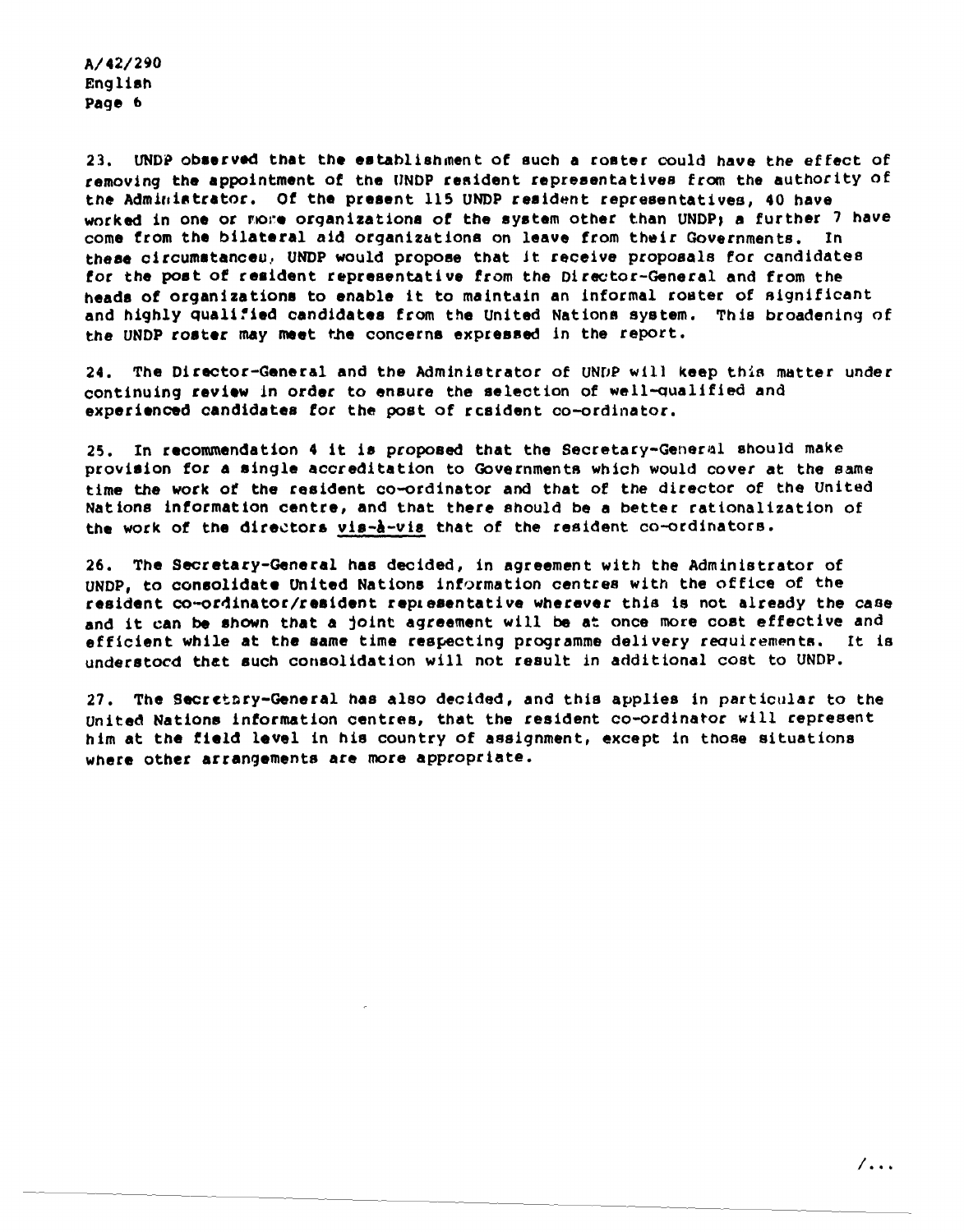23. UNDP observed that the establishment of such a roster could have the effect of removing the appointment of the UNDP resident representatives from the authority of the Administrator. Of the present 115 UNDP resident representatives, 40 have worked in one or more organizations of the system other than UNDP; a further 7 have come from the bilateral aid organizations on leave from their Governments. In these circumstances, UNDP would propose that it receive proposals for candidates for the post of resident representative from the Director-General and from the heads of organizations to enable it to maintain an informal roster of significant and highly qualified candidates from the United Nations system. This broadening of the UNDP roster may meet the concerns expressed in the report.

24. The Director-General and the Administrator of UNDP will keep this matter under continuing review in order to ensure the selection of well-qualified and experienced candidates for the post of resident co-ordinator.

25. In recommendation 4 it is proposed that the Secretary-General should make provision for a single accreditation to Governments which would cover at the same time the work of the resident co-ordinator and that of the director of the United Nations information centre, and that there should be a better rationalization of the work of the directors <u>vis-à-vis</u> that of the resident co-ordinators.

26. The Secretary-General has decided, in agreement with the Administrator of UNDP, to consolidate United Nations information centres with the office of the resident co-ordinator/resident representative wherever this is not already the case and it can be shown that a joint agreement will be at once more cost effective and efficient while at the same time respecting programme delivery requirements. It is understood that such consolidation will not result in additional cost to UNDP.

27. The Secretary-General has also decided, and this applies in particular to the United Nations information centres, that the resident co-ordinator will represent him at the field level in his country of assignment, except in those situations where other arrangements are more appropriate.

/...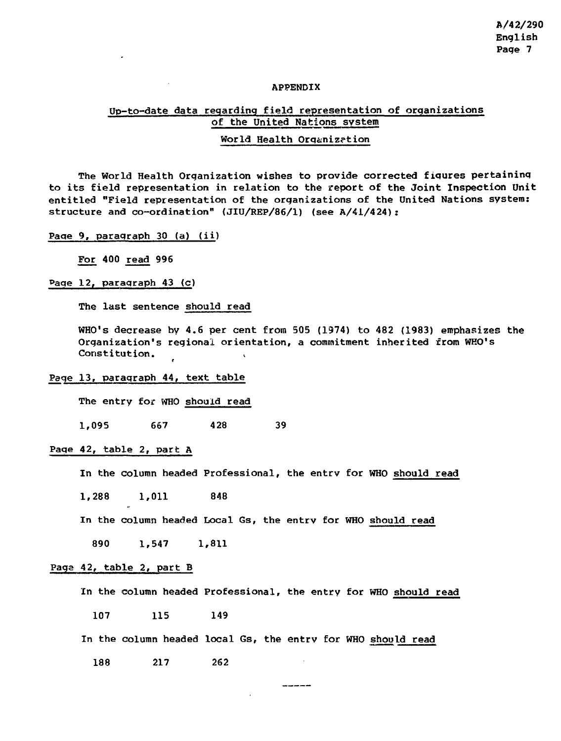## APPENDIX

### Up-to-date data regarding field representation of organizations of the United Nations system

### World Health Organization

The World Health Organization wishes to provide corrected figures pertaining to its field representation in relation to the report of the Joint Inspection Unit entitled "Field representation of the organizations of the United Nations system: structure and co-ordination" (JIU/REP/86/1) (see A/41/424):

Page 9, paragraph 30 (a) (ii)

*For* 400 *read* 996

Page 12, paragraph 43 (c)

The last sentence *should read*

WHO's decrease by 4.6 per cent from 505 (1974) to 482 (1983) emphasizes the Organization's regional orientation, a commitment inherited from WHO's Constitution.

Page 13, paragraph 44, text table

The entry for WHO *should read*

| | | | |
|---|---|---|---|
| 1,095 | 667 | 428 | 39 |

Page 42, table 2, part A

In the column headed Professional, the entry for WHO *should read*

| | | |
|---|---|---|
| 1,288 | 1,011 | 848 |

In the column headed Local Gs, the entry for WHO *should read*

| | | |
|---|---|---|
| 890 | 1,547 | 1,811 |

Page 42, table 2, part B

In the column headed Professional, the entry for WHO *should read*

| | | |
|---|---|---|
| 107 | 115 | 149 |

In the column headed local Gs, the entry for WHO *should read*

| | | |
|---|---|---|
| 188 | 217 | 262 |

-----